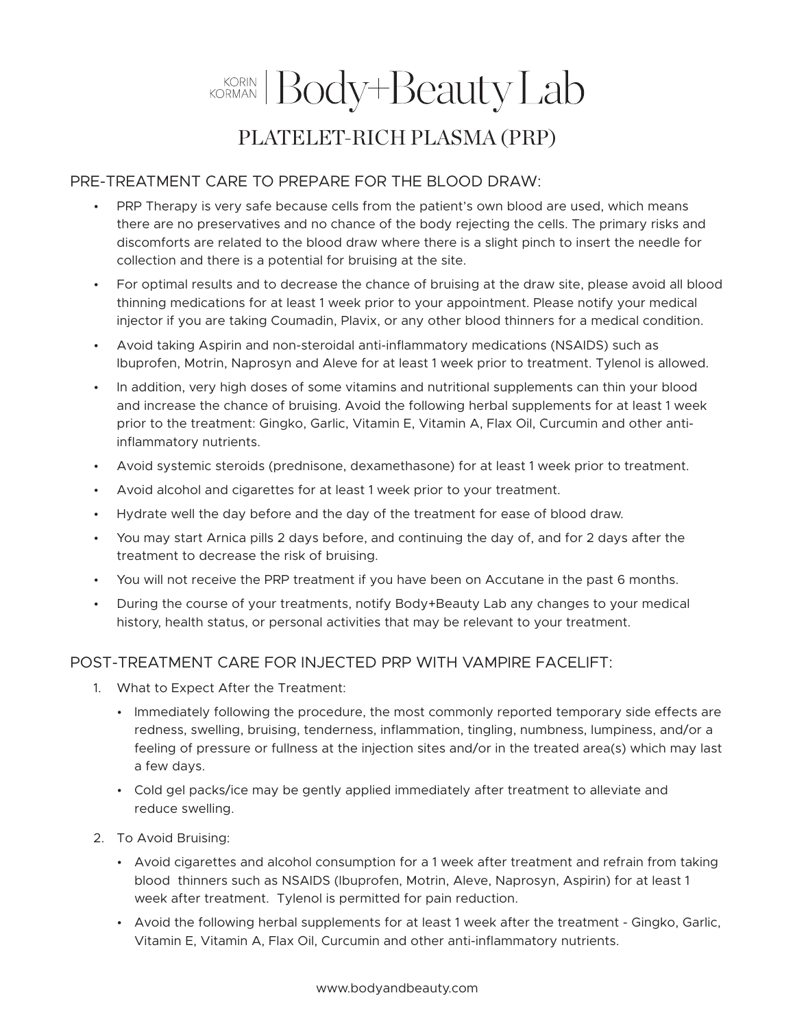# KORIN KORMAN | Body+Beauty Lab

## PLATELET-RICH PLASMA (PRP)

### PRE-TREATMENT CARE TO PREPARE FOR THE BLOOD DRAW:

- PRP Therapy is very safe because cells from the patient's own blood are used, which means there are no preservatives and no chance of the body rejecting the cells. The primary risks and discomforts are related to the blood draw where there is a slight pinch to insert the needle for collection and there is a potential for bruising at the site.
- For optimal results and to decrease the chance of bruising at the draw site, please avoid all blood thinning medications for at least 1 week prior to your appointment. Please notify your medical injector if you are taking Coumadin, Plavix, or any other blood thinners for a medical condition.
- Avoid taking Aspirin and non-steroidal anti-inflammatory medications (NSAIDS) such as Ibuprofen, Motrin, Naprosyn and Aleve for at least 1 week prior to treatment. Tylenol is allowed.
- In addition, very high doses of some vitamins and nutritional supplements can thin your blood and increase the chance of bruising. Avoid the following herbal supplements for at least 1 week prior to the treatment: Gingko, Garlic, Vitamin E, Vitamin A, Flax Oil, Curcumin and other anti-inflammatory nutrients.
- Avoid systemic steroids (prednisone, dexamethasone) for at least 1 week prior to treatment.
- Avoid alcohol and cigarettes for at least 1 week prior to your treatment.
- Hydrate well the day before and the day of the treatment for ease of blood draw.
- You may start Arnica pills 2 days before, and continuing the day of, and for 2 days after the treatment to decrease the risk of bruising.
- You will not receive the PRP treatment if you have been on Accutane in the past 6 months.
- During the course of your treatments, notify Body+Beauty Lab any changes to your medical history, health status, or personal activities that may be relevant to your treatment.

### POST-TREATMENT CARE FOR INJECTED PRP WITH VAMPIRE FACELIFT:

1. What to Expect After the Treatment:
   - Immediately following the procedure, the most commonly reported temporary side effects are redness, swelling, bruising, tenderness, inflammation, tingling, numbness, lumpiness, and/or a feeling of pressure or fullness at the injection sites and/or in the treated area(s) which may last a few days.
   - Cold gel packs/ice may be gently applied immediately after treatment to alleviate and reduce swelling.
2. To Avoid Bruising:
   - Avoid cigarettes and alcohol consumption for a 1 week after treatment and refrain from taking blood thinners such as NSAIDS (Ibuprofen, Motrin, Aleve, Naprosyn, Aspirin) for at least 1 week after treatment. Tylenol is permitted for pain reduction.
   - Avoid the following herbal supplements for at least 1 week after the treatment - Gingko, Garlic, Vitamin E, Vitamin A, Flax Oil, Curcumin and other anti-inflammatory nutrients.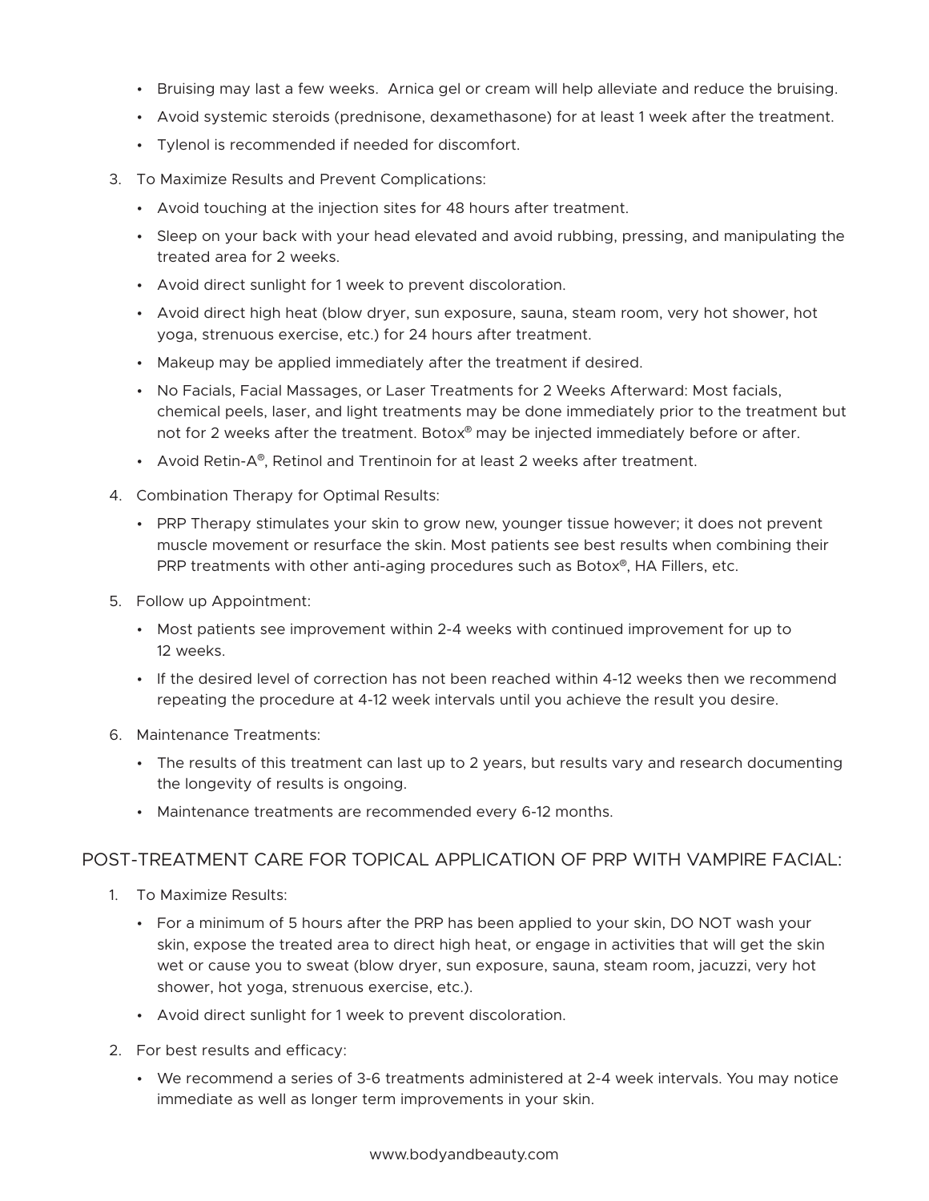- Bruising may last a few weeks.  Arnica gel or cream will help alleviate and reduce the bruising.
- Avoid systemic steroids (prednisone, dexamethasone) for at least 1 week after the treatment.
- Tylenol is recommended if needed for discomfort.

3. To Maximize Results and Prevent Complications:
   - Avoid touching at the injection sites for 48 hours after treatment.
   - Sleep on your back with your head elevated and avoid rubbing, pressing, and manipulating the treated area for 2 weeks.
   - Avoid direct sunlight for 1 week to prevent discoloration.
   - Avoid direct high heat (blow dryer, sun exposure, sauna, steam room, very hot shower, hot yoga, strenuous exercise, etc.) for 24 hours after treatment.
   - Makeup may be applied immediately after the treatment if desired.
   - No Facials, Facial Massages, or Laser Treatments for 2 Weeks Afterward: Most facials, chemical peels, laser, and light treatments may be done immediately prior to the treatment but not for 2 weeks after the treatment. Botox® may be injected immediately before or after.
   - Avoid Retin-A®, Retinol and Trentinoin for at least 2 weeks after treatment.
4. Combination Therapy for Optimal Results:
   - PRP Therapy stimulates your skin to grow new, younger tissue however; it does not prevent muscle movement or resurface the skin. Most patients see best results when combining their PRP treatments with other anti-aging procedures such as Botox®, HA Fillers, etc.
5. Follow up Appointment:
   - Most patients see improvement within 2-4 weeks with continued improvement for up to 12 weeks.
   - If the desired level of correction has not been reached within 4-12 weeks then we recommend repeating the procedure at 4-12 week intervals until you achieve the result you desire.
6. Maintenance Treatments:
   - The results of this treatment can last up to 2 years, but results vary and research documenting the longevity of results is ongoing.
   - Maintenance treatments are recommended every 6-12 months.

## POST-TREATMENT CARE FOR TOPICAL APPLICATION OF PRP WITH VAMPIRE FACIAL:

1. To Maximize Results:
   - For a minimum of 5 hours after the PRP has been applied to your skin, DO NOT wash your skin, expose the treated area to direct high heat, or engage in activities that will get the skin wet or cause you to sweat (blow dryer, sun exposure, sauna, steam room, jacuzzi, very hot shower, hot yoga, strenuous exercise, etc.).
   - Avoid direct sunlight for 1 week to prevent discoloration.
2. For best results and efficacy:
   - We recommend a series of 3-6 treatments administered at 2-4 week intervals. You may notice immediate as well as longer term improvements in your skin.